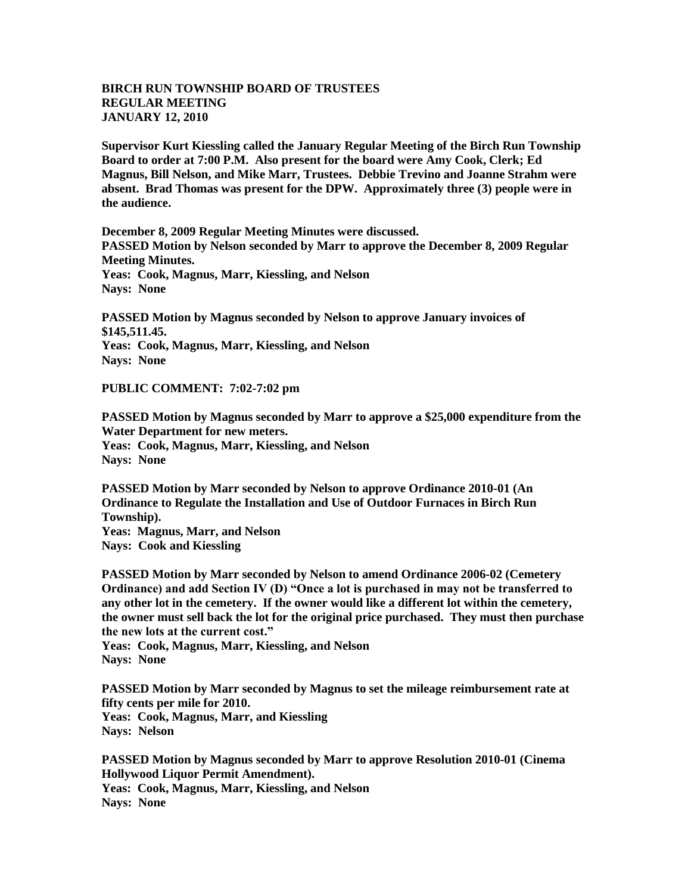**BIRCH RUN TOWNSHIP BOARD OF TRUSTEES**
**REGULAR MEETING**
**JANUARY 12, 2010**

**Supervisor Kurt Kiessling called the January Regular Meeting of the Birch Run Township Board to order at 7:00 P.M. Also present for the board were Amy Cook, Clerk; Ed Magnus, Bill Nelson, and Mike Marr, Trustees. Debbie Trevino and Joanne Strahm were absent. Brad Thomas was present for the DPW. Approximately three (3) people were in the audience.**

**December 8, 2009 Regular Meeting Minutes were discussed.**
**PASSED Motion by Nelson seconded by Marr to approve the December 8, 2009 Regular Meeting Minutes.**
**Yeas: Cook, Magnus, Marr, Kiessling, and Nelson**
**Nays: None**

**PASSED Motion by Magnus seconded by Nelson to approve January invoices of $145,511.45.**
**Yeas: Cook, Magnus, Marr, Kiessling, and Nelson**
**Nays: None**

**PUBLIC COMMENT: 7:02-7:02 pm**

**PASSED Motion by Magnus seconded by Marr to approve a $25,000 expenditure from the Water Department for new meters.**
**Yeas: Cook, Magnus, Marr, Kiessling, and Nelson**
**Nays: None**

**PASSED Motion by Marr seconded by Nelson to approve Ordinance 2010-01 (An Ordinance to Regulate the Installation and Use of Outdoor Furnaces in Birch Run Township).**
**Yeas: Magnus, Marr, and Nelson**
**Nays: Cook and Kiessling**

**PASSED Motion by Marr seconded by Nelson to amend Ordinance 2006-02 (Cemetery Ordinance) and add Section IV (D) "Once a lot is purchased in may not be transferred to any other lot in the cemetery. If the owner would like a different lot within the cemetery, the owner must sell back the lot for the original price purchased. They must then purchase the new lots at the current cost."**
**Yeas: Cook, Magnus, Marr, Kiessling, and Nelson**
**Nays: None**

**PASSED Motion by Marr seconded by Magnus to set the mileage reimbursement rate at fifty cents per mile for 2010.**
**Yeas: Cook, Magnus, Marr, and Kiessling**
**Nays: Nelson**

**PASSED Motion by Magnus seconded by Marr to approve Resolution 2010-01 (Cinema Hollywood Liquor Permit Amendment).**
**Yeas: Cook, Magnus, Marr, Kiessling, and Nelson**
**Nays: None**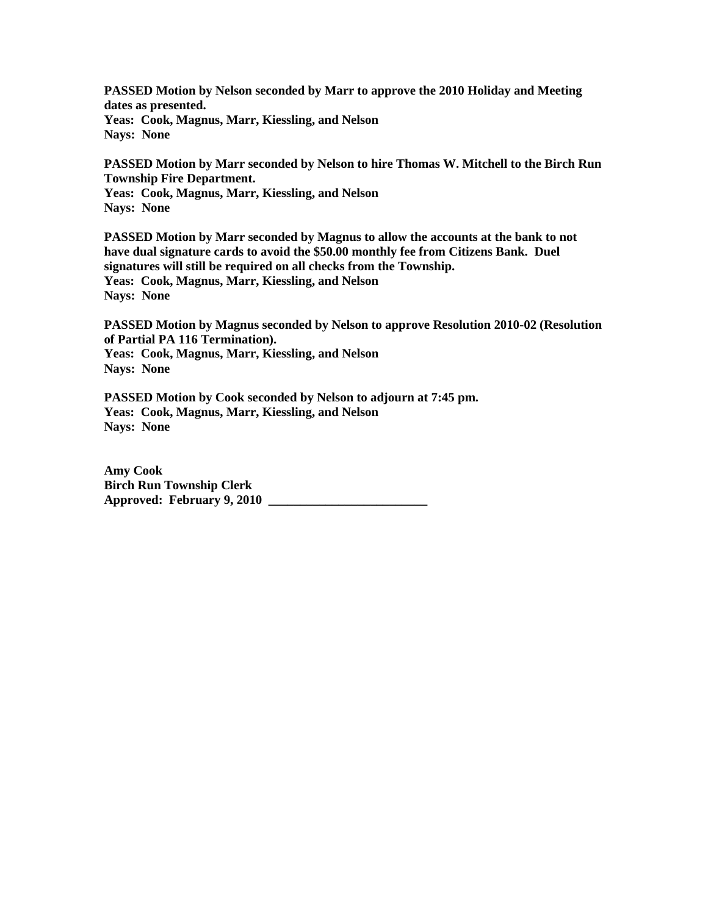**PASSED Motion by Nelson seconded by Marr to approve the 2010 Holiday and Meeting dates as presented.**
**Yeas: Cook, Magnus, Marr, Kiessling, and Nelson**
**Nays: None**

**PASSED Motion by Marr seconded by Nelson to hire Thomas W. Mitchell to the Birch Run Township Fire Department.**
**Yeas: Cook, Magnus, Marr, Kiessling, and Nelson**
**Nays: None**

**PASSED Motion by Marr seconded by Magnus to allow the accounts at the bank to not have dual signature cards to avoid the $50.00 monthly fee from Citizens Bank. Duel signatures will still be required on all checks from the Township.**
**Yeas: Cook, Magnus, Marr, Kiessling, and Nelson**
**Nays: None**

**PASSED Motion by Magnus seconded by Nelson to approve Resolution 2010-02 (Resolution of Partial PA 116 Termination).**
**Yeas: Cook, Magnus, Marr, Kiessling, and Nelson**
**Nays: None**

**PASSED Motion by Cook seconded by Nelson to adjourn at 7:45 pm.**
**Yeas: Cook, Magnus, Marr, Kiessling, and Nelson**
**Nays: None**

**Amy Cook**
**Birch Run Township Clerk**
**Approved: February 9, 2010 _________________________**